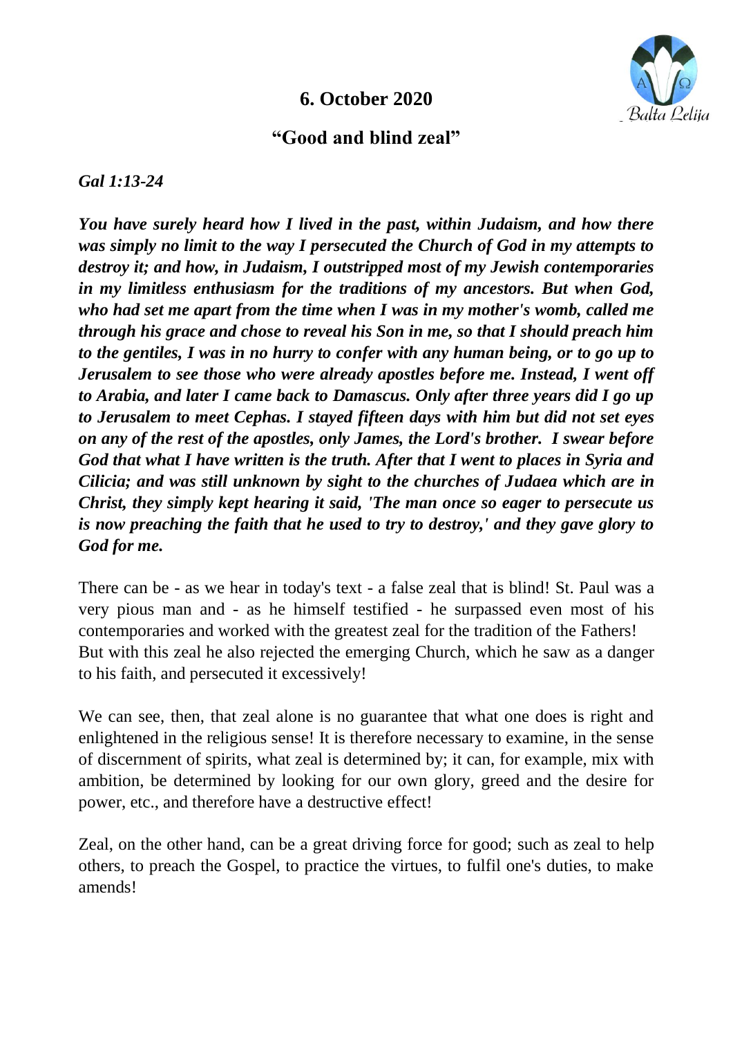## 6. October 2020

## "Good and blind zeal"

***Gal 1:13-24***

***You have surely heard how I lived in the past, within Judaism, and how there was simply no limit to the way I persecuted the Church of God in my attempts to destroy it; and how, in Judaism, I outstripped most of my Jewish contemporaries in my limitless enthusiasm for the traditions of my ancestors. But when God, who had set me apart from the time when I was in my mother's womb, called me through his grace and chose to reveal his Son in me, so that I should preach him to the gentiles, I was in no hurry to confer with any human being, or to go up to Jerusalem to see those who were already apostles before me. Instead, I went off to Arabia, and later I came back to Damascus. Only after three years did I go up to Jerusalem to meet Cephas. I stayed fifteen days with him but did not set eyes on any of the rest of the apostles, only James, the Lord's brother. I swear before God that what I have written is the truth. After that I went to places in Syria and Cilicia; and was still unknown by sight to the churches of Judaea which are in Christ, they simply kept hearing it said, 'The man once so eager to persecute us is now preaching the faith that he used to try to destroy,' and they gave glory to God for me.***

There can be - as we hear in today's text - a false zeal that is blind! St. Paul was a very pious man and - as he himself testified - he surpassed even most of his contemporaries and worked with the greatest zeal for the tradition of the Fathers! But with this zeal he also rejected the emerging Church, which he saw as a danger to his faith, and persecuted it excessively!

We can see, then, that zeal alone is no guarantee that what one does is right and enlightened in the religious sense! It is therefore necessary to examine, in the sense of discernment of spirits, what zeal is determined by; it can, for example, mix with ambition, be determined by looking for our own glory, greed and the desire for power, etc., and therefore have a destructive effect!

Zeal, on the other hand, can be a great driving force for good; such as zeal to help others, to preach the Gospel, to practice the virtues, to fulfil one's duties, to make amends!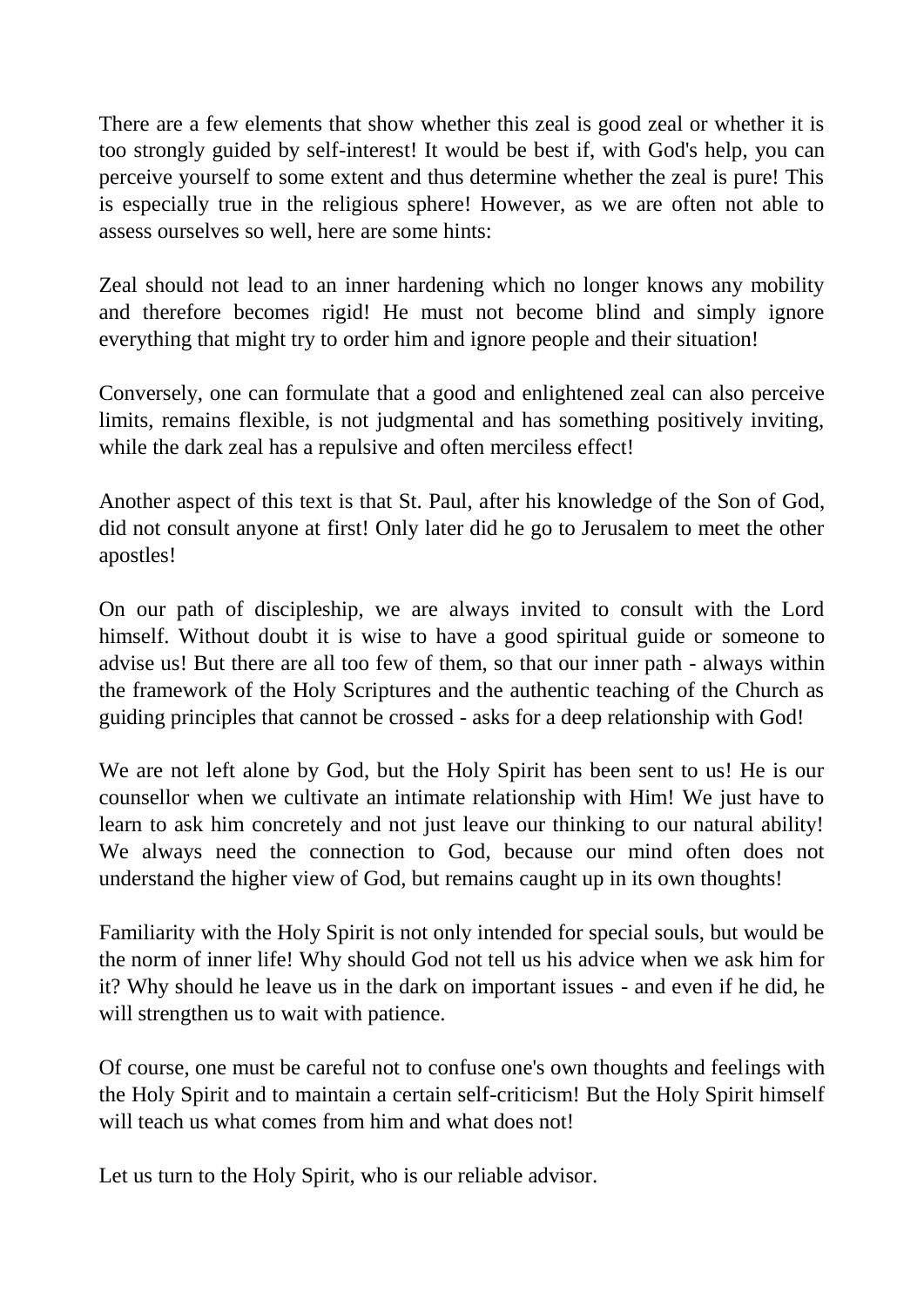There are a few elements that show whether this zeal is good zeal or whether it is too strongly guided by self-interest! It would be best if, with God's help, you can perceive yourself to some extent and thus determine whether the zeal is pure! This is especially true in the religious sphere! However, as we are often not able to assess ourselves so well, here are some hints:

Zeal should not lead to an inner hardening which no longer knows any mobility and therefore becomes rigid! He must not become blind and simply ignore everything that might try to order him and ignore people and their situation!

Conversely, one can formulate that a good and enlightened zeal can also perceive limits, remains flexible, is not judgmental and has something positively inviting, while the dark zeal has a repulsive and often merciless effect!

Another aspect of this text is that St. Paul, after his knowledge of the Son of God, did not consult anyone at first! Only later did he go to Jerusalem to meet the other apostles!

On our path of discipleship, we are always invited to consult with the Lord himself. Without doubt it is wise to have a good spiritual guide or someone to advise us! But there are all too few of them, so that our inner path - always within the framework of the Holy Scriptures and the authentic teaching of the Church as guiding principles that cannot be crossed - asks for a deep relationship with God!

We are not left alone by God, but the Holy Spirit has been sent to us! He is our counsellor when we cultivate an intimate relationship with Him! We just have to learn to ask him concretely and not just leave our thinking to our natural ability! We always need the connection to God, because our mind often does not understand the higher view of God, but remains caught up in its own thoughts!

Familiarity with the Holy Spirit is not only intended for special souls, but would be the norm of inner life! Why should God not tell us his advice when we ask him for it? Why should he leave us in the dark on important issues - and even if he did, he will strengthen us to wait with patience.

Of course, one must be careful not to confuse one's own thoughts and feelings with the Holy Spirit and to maintain a certain self-criticism! But the Holy Spirit himself will teach us what comes from him and what does not!

Let us turn to the Holy Spirit, who is our reliable advisor.